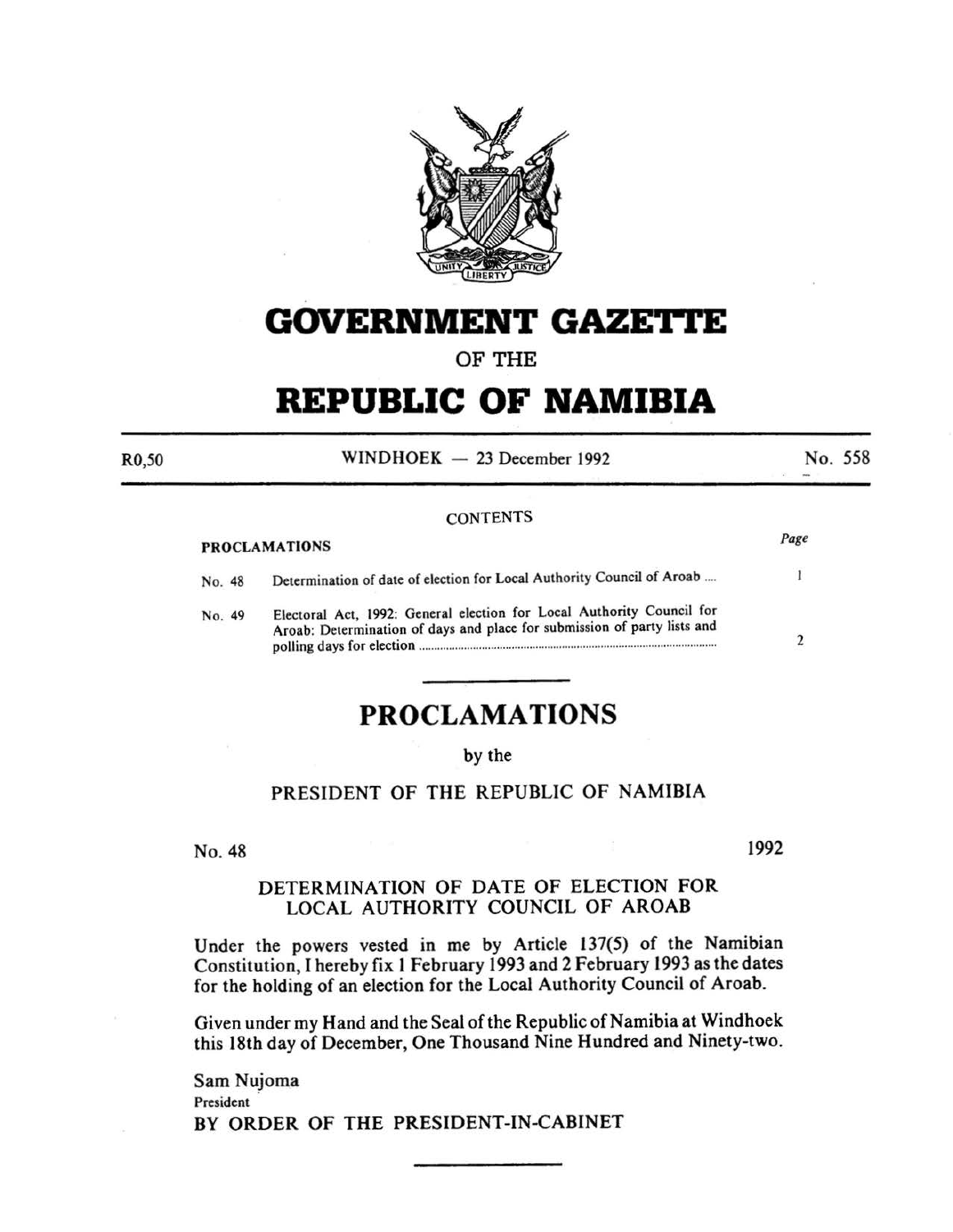# GOVERNMENT GAZETTE

OF THE

# REPUBLIC OF NAMIBIA

R0,50 — WINDHOEK — 23 December 1992 — No. 558

CONTENTS

| PROCLAMATIONS | | Page |
|---|---|---|
| No. 48 | Determination of date of election for Local Authority Council of Aroab .... | 1 |
| No. 49 | Electoral Act, 1992: General election for Local Authority Council for Aroab: Determination of days and place for submission of party lists and polling days for election .... | 2 |

## PROCLAMATIONS

by the

PRESIDENT OF THE REPUBLIC OF NAMIBIA

No. 48 — 1992

### DETERMINATION OF DATE OF ELECTION FOR LOCAL AUTHORITY COUNCIL OF AROAB

Under the powers vested in me by Article 137(5) of the Namibian Constitution, I hereby fix 1 February 1993 and 2 February 1993 as the dates for the holding of an election for the Local Authority Council of Aroab.

Given under my Hand and the Seal of the Republic of Namibia at Windhoek this 18th day of December, One Thousand Nine Hundred and Ninety-two.

Sam Nujoma
President
BY ORDER OF THE PRESIDENT-IN-CABINET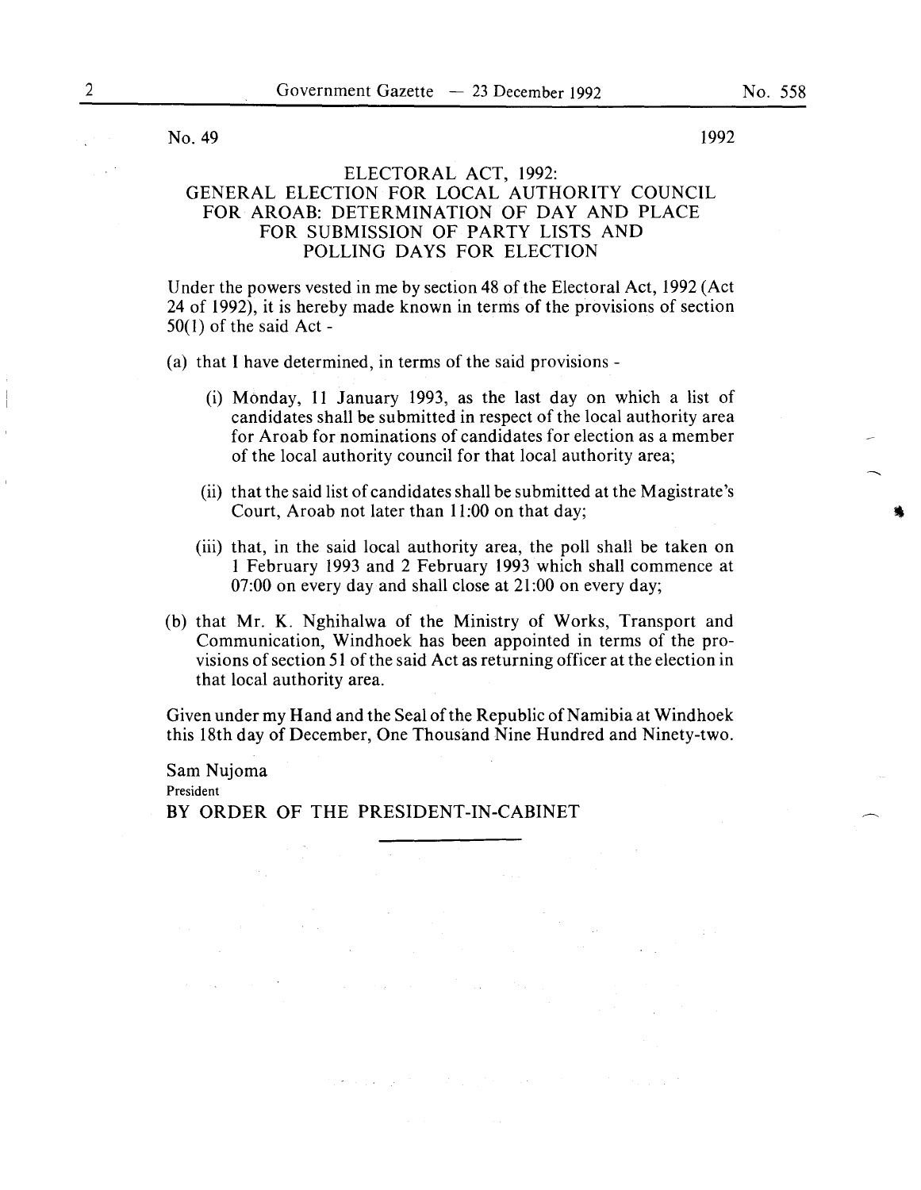No. 49 1992

## ELECTORAL ACT, 1992: GENERAL ELECTION FOR LOCAL AUTHORITY COUNCIL FOR AROAB: DETERMINATION OF DAY AND PLACE FOR SUBMISSION OF PARTY LISTS AND POLLING DAYS FOR ELECTION

Under the powers vested in me by section 48 of the Electoral Act, 1992 (Act 24 of 1992), it is hereby made known in terms of the provisions of section 50(1) of the said Act -

(a) that I have determined, in terms of the said provisions -

(i) Monday, 11 January 1993, as the last day on which a list of candidates shall be submitted in respect of the local authority area for Aroab for nominations of candidates for election as a member of the local authority council for that local authority area;

(ii) that the said list of candidates shall be submitted at the Magistrate's Court, Aroab not later than 11:00 on that day;

(iii) that, in the said local authority area, the poll shall be taken on 1 February 1993 and 2 February 1993 which shall commence at 07:00 on every day and shall close at 21:00 on every day;

(b) that Mr. K. Nghihalwa of the Ministry of Works, Transport and Communication, Windhoek has been appointed in terms of the provisions of section 51 of the said Act as returning officer at the election in that local authority area.

Given under my Hand and the Seal of the Republic of Namibia at Windhoek this 18th day of December, One Thousand Nine Hundred and Ninety-two.

Sam Nujoma
President
BY ORDER OF THE PRESIDENT-IN-CABINET